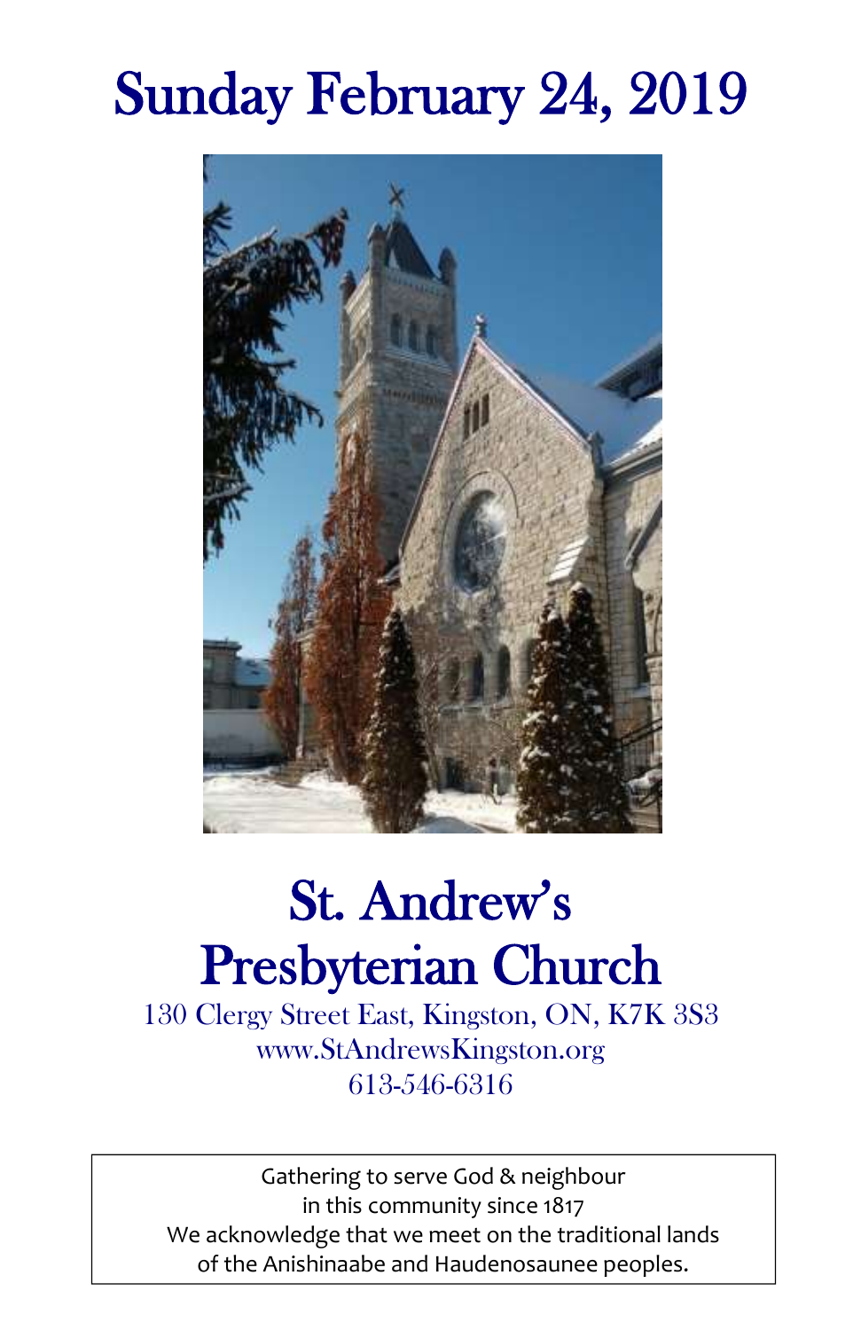# Sunday February 24, 2019

# St. Andrew's Presbyterian Church

130 Clergy Street East, Kingston, ON, K7K 3S3
www.StAndrewsKingston.org
613-546-6316

Gathering to serve God & neighbour
in this community since 1817
We acknowledge that we meet on the traditional lands
of the Anishinaabe and Haudenosaunee peoples.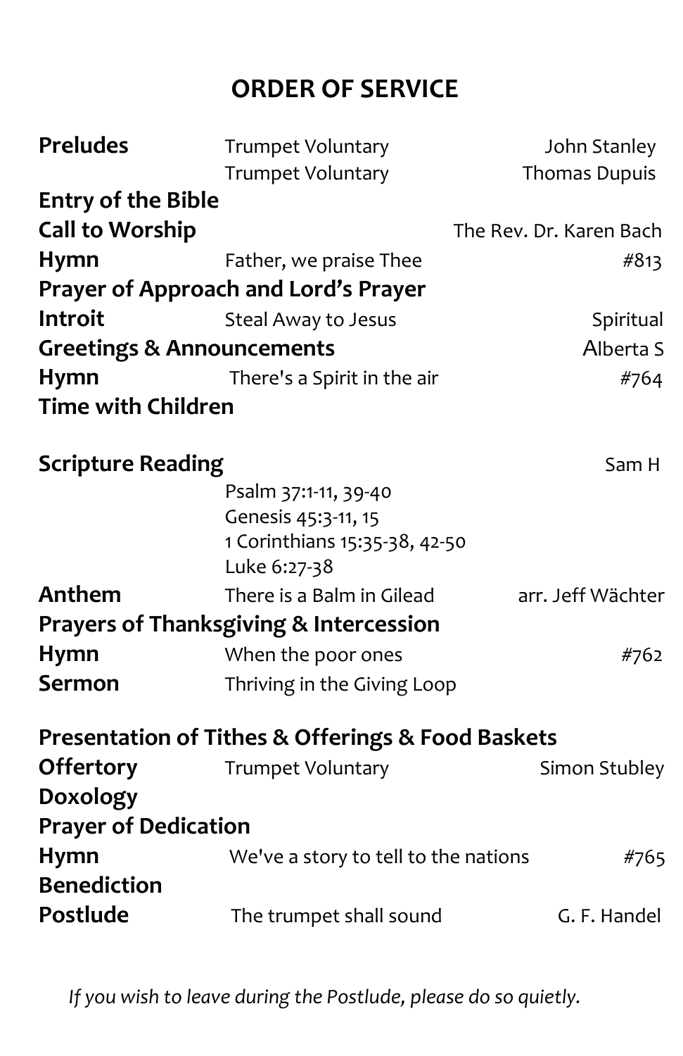## ORDER OF SERVICE

| | | |
|---|---|---|
| **Preludes** | Trumpet Voluntary | John Stanley |
| | Trumpet Voluntary | Thomas Dupuis |
| **Entry of the Bible** | | |
| **Call to Worship** | | The Rev. Dr. Karen Bach |
| **Hymn** | Father, we praise Thee | #813 |
| **Prayer of Approach and Lord's Prayer** | | |
| **Introit** | Steal Away to Jesus | Spiritual |
| **Greetings & Announcements** | | Alberta S |
| **Hymn** | There's a Spirit in the air | #764 |
| **Time with Children** | | |
| **Scripture Reading** | | Sam H |
| | Psalm 37:1-11, 39-40 | |
| | Genesis 45:3-11, 15 | |
| | 1 Corinthians 15:35-38, 42-50 | |
| | Luke 6:27-38 | |
| **Anthem** | There is a Balm in Gilead | arr. Jeff Wächter |
| **Prayers of Thanksgiving & Intercession** | | |
| **Hymn** | When the poor ones | #762 |
| **Sermon** | Thriving in the Giving Loop | |
| **Presentation of Tithes & Offerings & Food Baskets** | | |
| **Offertory** | Trumpet Voluntary | Simon Stubley |
| **Doxology** | | |
| **Prayer of Dedication** | | |
| **Hymn** | We've a story to tell to the nations | #765 |
| **Benediction** | | |
| **Postlude** | The trumpet shall sound | G. F. Handel |

*If you wish to leave during the Postlude, please do so quietly.*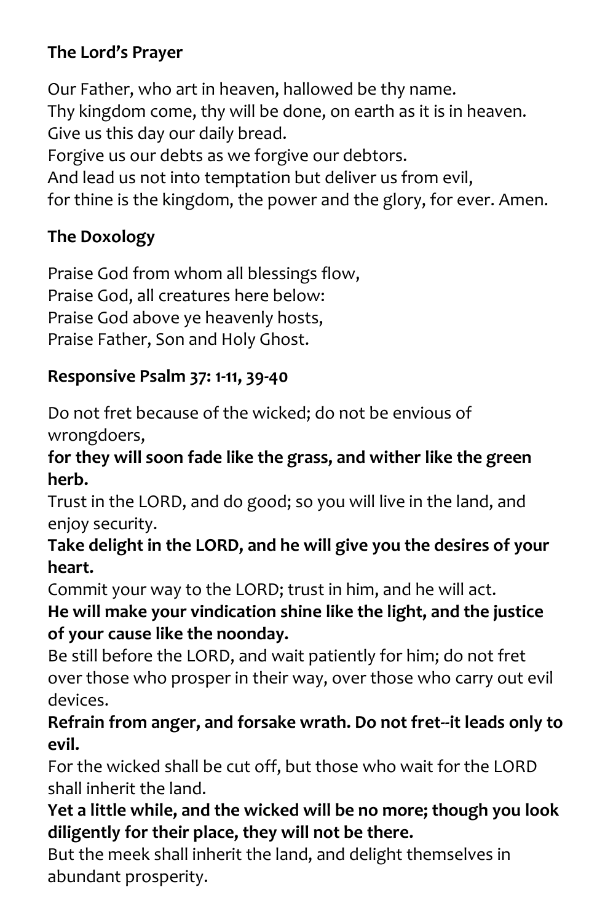**The Lord's Prayer**

Our Father, who art in heaven, hallowed be thy name.
Thy kingdom come, thy will be done, on earth as it is in heaven.
Give us this day our daily bread.
Forgive us our debts as we forgive our debtors.
And lead us not into temptation but deliver us from evil,
for thine is the kingdom, the power and the glory, for ever. Amen.

**The Doxology**

Praise God from whom all blessings flow,
Praise God, all creatures here below:
Praise God above ye heavenly hosts,
Praise Father, Son and Holy Ghost.

**Responsive Psalm 37: 1-11, 39-40**

Do not fret because of the wicked; do not be envious of wrongdoers,
**for they will soon fade like the grass, and wither like the green herb.**
Trust in the LORD, and do good; so you will live in the land, and enjoy security.
**Take delight in the LORD, and he will give you the desires of your heart.**
Commit your way to the LORD; trust in him, and he will act.
**He will make your vindication shine like the light, and the justice of your cause like the noonday.**
Be still before the LORD, and wait patiently for him; do not fret over those who prosper in their way, over those who carry out evil devices.
**Refrain from anger, and forsake wrath. Do not fret--it leads only to evil.**
For the wicked shall be cut off, but those who wait for the LORD shall inherit the land.
**Yet a little while, and the wicked will be no more; though you look diligently for their place, they will not be there.**
But the meek shall inherit the land, and delight themselves in abundant prosperity.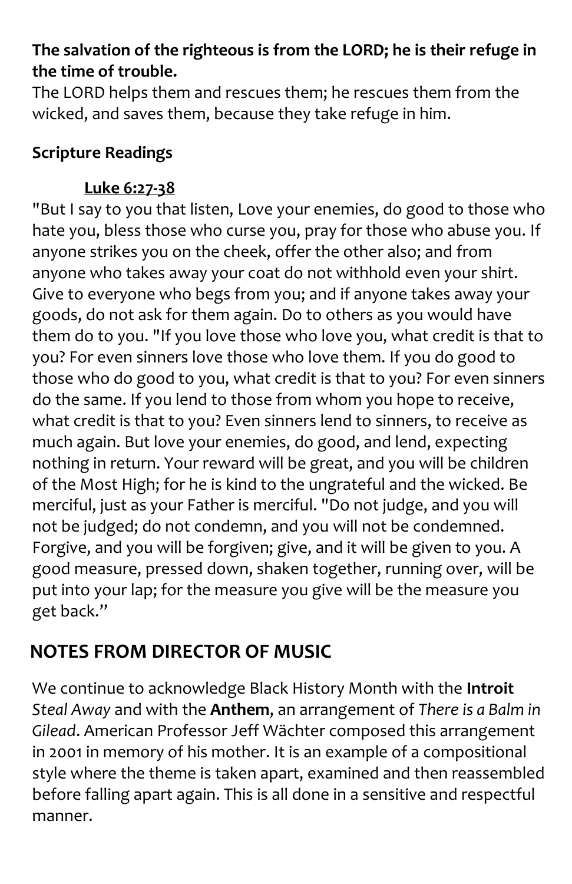**The salvation of the righteous is from the LORD; he is their refuge in the time of trouble.**
The LORD helps them and rescues them; he rescues them from the wicked, and saves them, because they take refuge in him.

**Scripture Readings**

**Luke 6:27-38**

"But I say to you that listen, Love your enemies, do good to those who hate you, bless those who curse you, pray for those who abuse you. If anyone strikes you on the cheek, offer the other also; and from anyone who takes away your coat do not withhold even your shirt. Give to everyone who begs from you; and if anyone takes away your goods, do not ask for them again. Do to others as you would have them do to you. "If you love those who love you, what credit is that to you? For even sinners love those who love them. If you do good to those who do good to you, what credit is that to you? For even sinners do the same. If you lend to those from whom you hope to receive, what credit is that to you? Even sinners lend to sinners, to receive as much again. But love your enemies, do good, and lend, expecting nothing in return. Your reward will be great, and you will be children of the Most High; for he is kind to the ungrateful and the wicked. Be merciful, just as your Father is merciful. "Do not judge, and you will not be judged; do not condemn, and you will not be condemned. Forgive, and you will be forgiven; give, and it will be given to you. A good measure, pressed down, shaken together, running over, will be put into your lap; for the measure you give will be the measure you get back."

## NOTES FROM DIRECTOR OF MUSIC

We continue to acknowledge Black History Month with the **Introit** *Steal Away* and with the **Anthem**, an arrangement of *There is a Balm in Gilead*. American Professor Jeff Wächter composed this arrangement in 2001 in memory of his mother. It is an example of a compositional style where the theme is taken apart, examined and then reassembled before falling apart again. This is all done in a sensitive and respectful manner.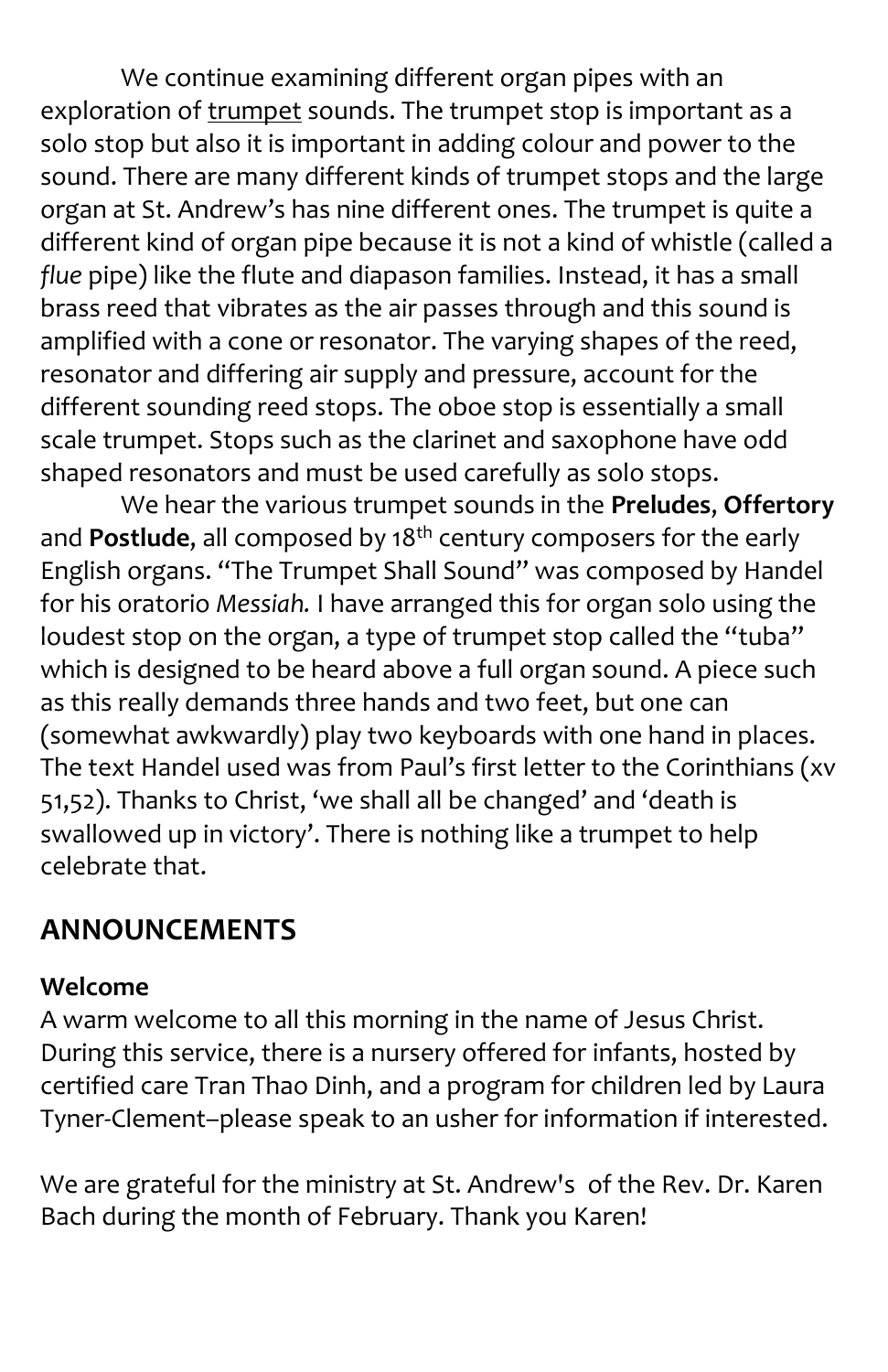We continue examining different organ pipes with an exploration of trumpet sounds. The trumpet stop is important as a solo stop but also it is important in adding colour and power to the sound. There are many different kinds of trumpet stops and the large organ at St. Andrew's has nine different ones. The trumpet is quite a different kind of organ pipe because it is not a kind of whistle (called a *flue* pipe) like the flute and diapason families. Instead, it has a small brass reed that vibrates as the air passes through and this sound is amplified with a cone or resonator. The varying shapes of the reed, resonator and differing air supply and pressure, account for the different sounding reed stops. The oboe stop is essentially a small scale trumpet. Stops such as the clarinet and saxophone have odd shaped resonators and must be used carefully as solo stops.

We hear the various trumpet sounds in the **Preludes**, **Offertory** and **Postlude**, all composed by 18th century composers for the early English organs. "The Trumpet Shall Sound" was composed by Handel for his oratorio *Messiah.* I have arranged this for organ solo using the loudest stop on the organ, a type of trumpet stop called the "tuba" which is designed to be heard above a full organ sound. A piece such as this really demands three hands and two feet, but one can (somewhat awkwardly) play two keyboards with one hand in places. The text Handel used was from Paul's first letter to the Corinthians (xv 51,52). Thanks to Christ, 'we shall all be changed' and 'death is swallowed up in victory'. There is nothing like a trumpet to help celebrate that.

## ANNOUNCEMENTS

**Welcome**

A warm welcome to all this morning in the name of Jesus Christ. During this service, there is a nursery offered for infants, hosted by certified care Tran Thao Dinh, and a program for children led by Laura Tyner-Clement–please speak to an usher for information if interested.

We are grateful for the ministry at St. Andrew's of the Rev. Dr. Karen Bach during the month of February. Thank you Karen!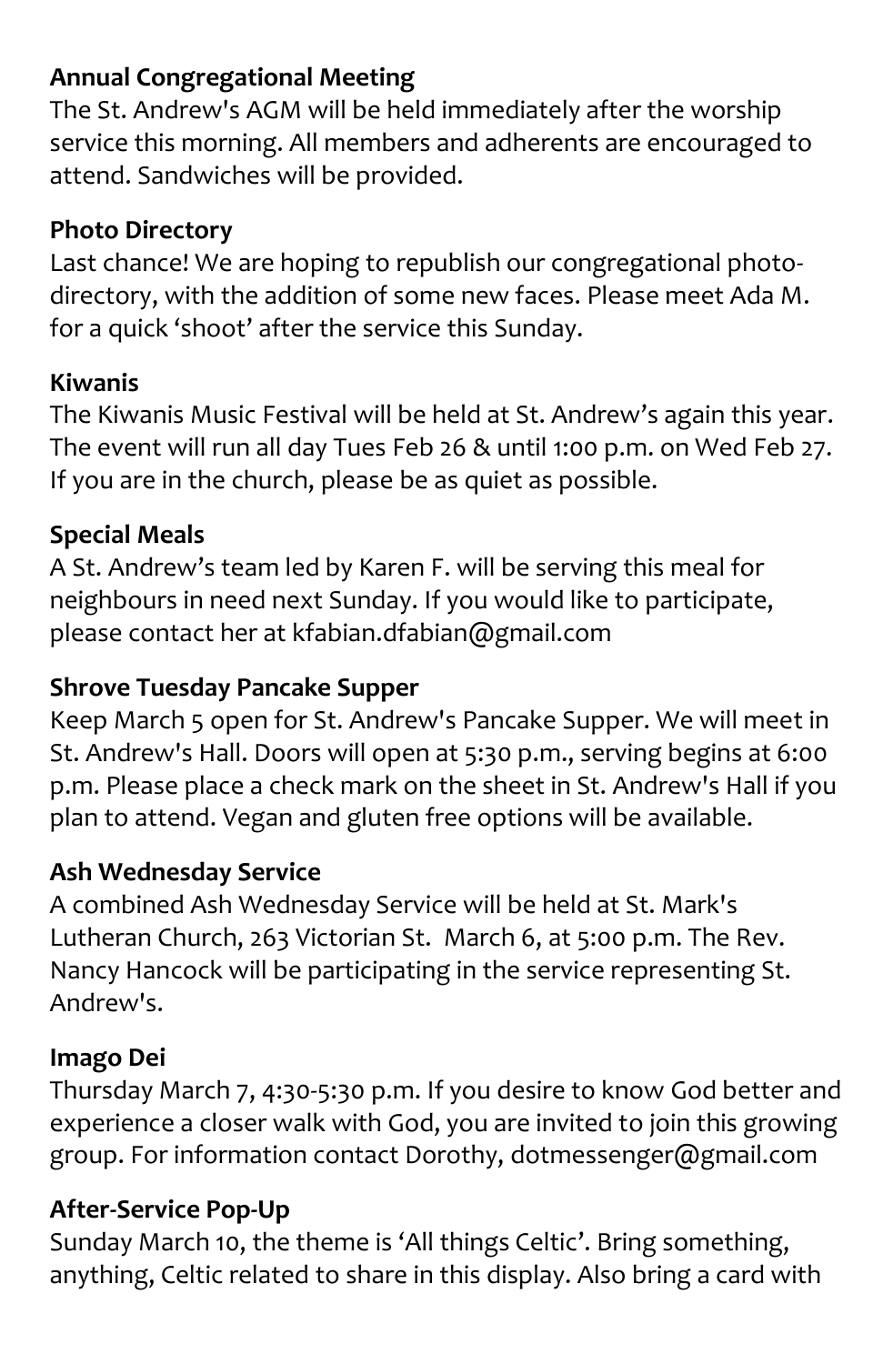**Annual Congregational Meeting**
The St. Andrew's AGM will be held immediately after the worship service this morning. All members and adherents are encouraged to attend. Sandwiches will be provided.

**Photo Directory**
Last chance! We are hoping to republish our congregational photo-directory, with the addition of some new faces. Please meet Ada M. for a quick 'shoot' after the service this Sunday.

**Kiwanis**
The Kiwanis Music Festival will be held at St. Andrew's again this year. The event will run all day Tues Feb 26 & until 1:00 p.m. on Wed Feb 27. If you are in the church, please be as quiet as possible.

**Special Meals**
A St. Andrew's team led by Karen F. will be serving this meal for neighbours in need next Sunday. If you would like to participate, please contact her at kfabian.dfabian@gmail.com

**Shrove Tuesday Pancake Supper**
Keep March 5 open for St. Andrew's Pancake Supper. We will meet in St. Andrew's Hall. Doors will open at 5:30 p.m., serving begins at 6:00 p.m. Please place a check mark on the sheet in St. Andrew's Hall if you plan to attend. Vegan and gluten free options will be available.

**Ash Wednesday Service**
A combined Ash Wednesday Service will be held at St. Mark's Lutheran Church, 263 Victorian St. March 6, at 5:00 p.m. The Rev. Nancy Hancock will be participating in the service representing St. Andrew's.

**Imago Dei**
Thursday March 7, 4:30-5:30 p.m. If you desire to know God better and experience a closer walk with God, you are invited to join this growing group. For information contact Dorothy, dotmessenger@gmail.com

**After-Service Pop-Up**
Sunday March 10, the theme is 'All things Celtic'. Bring something, anything, Celtic related to share in this display. Also bring a card with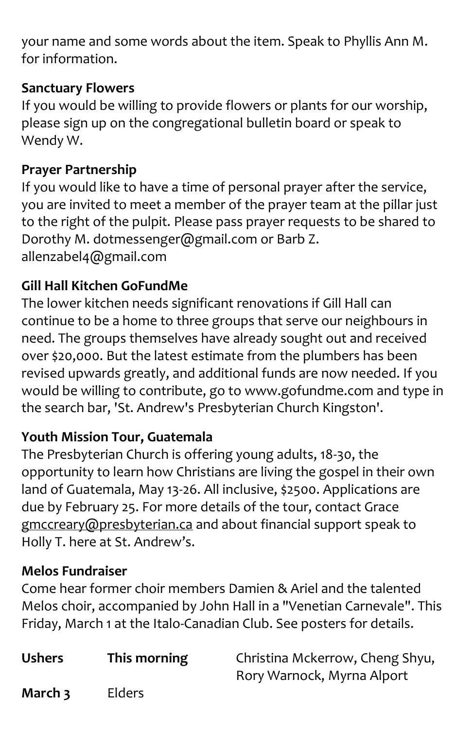your name and some words about the item. Speak to Phyllis Ann M. for information.

**Sanctuary Flowers**
If you would be willing to provide flowers or plants for our worship, please sign up on the congregational bulletin board or speak to Wendy W.

**Prayer Partnership**
If you would like to have a time of personal prayer after the service, you are invited to meet a member of the prayer team at the pillar just to the right of the pulpit. Please pass prayer requests to be shared to Dorothy M. dotmessenger@gmail.com or Barb Z. allenzabel4@gmail.com

**Gill Hall Kitchen GoFundMe**
The lower kitchen needs significant renovations if Gill Hall can continue to be a home to three groups that serve our neighbours in need. The groups themselves have already sought out and received over $20,000. But the latest estimate from the plumbers has been revised upwards greatly, and additional funds are now needed. If you would be willing to contribute, go to www.gofundme.com and type in the search bar, 'St. Andrew's Presbyterian Church Kingston'.

**Youth Mission Tour, Guatemala**
The Presbyterian Church is offering young adults, 18-30, the opportunity to learn how Christians are living the gospel in their own land of Guatemala, May 13-26. All inclusive, $2500. Applications are due by February 25. For more details of the tour, contact Grace gmccreary@presbyterian.ca and about financial support speak to Holly T. here at St. Andrew's.

**Melos Fundraiser**
Come hear former choir members Damien & Ariel and the talented Melos choir, accompanied by John Hall in a "Venetian Carnevale". This Friday, March 1 at the Italo-Canadian Club. See posters for details.

| **Ushers** | **This morning** | Christina Mckerrow, Cheng Shyu, Rory Warnock, Myrna Alport |
|---|---|---|
| **March 3** | Elders | |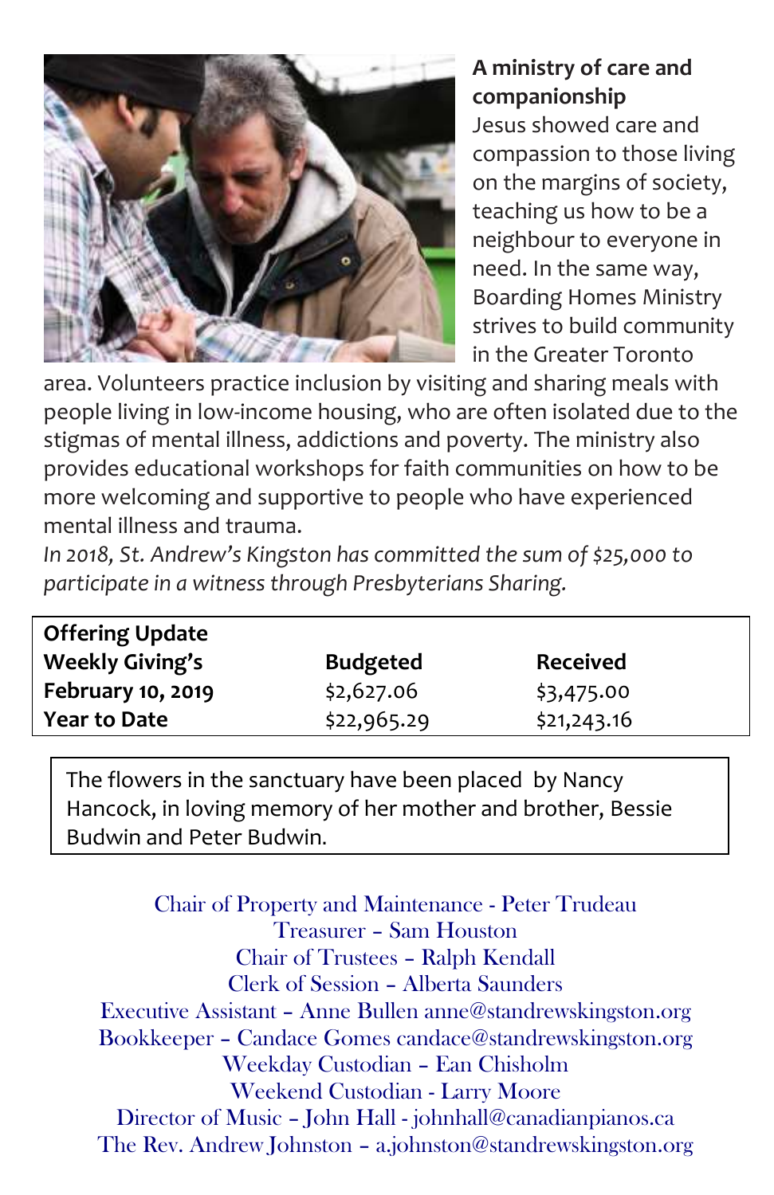**A ministry of care and companionship**

Jesus showed care and compassion to those living on the margins of society, teaching us how to be a neighbour to everyone in need. In the same way, Boarding Homes Ministry strives to build community in the Greater Toronto area. Volunteers practice inclusion by visiting and sharing meals with people living in low-income housing, who are often isolated due to the stigmas of mental illness, addictions and poverty. The ministry also provides educational workshops for faith communities on how to be more welcoming and supportive to people who have experienced mental illness and trauma.

*In 2018, St. Andrew's Kingston has committed the sum of $25,000 to participate in a witness through Presbyterians Sharing.*

| **Offering Update** | | |
|---|---|---|
| **Weekly Giving's** | **Budgeted** | **Received** |
| **February 10, 2019** | $2,627.06 | $3,475.00 |
| **Year to Date** | $22,965.29 | $21,243.16 |

The flowers in the sanctuary have been placed by Nancy Hancock, in loving memory of her mother and brother, Bessie Budwin and Peter Budwin.

Chair of Property and Maintenance - Peter Trudeau
Treasurer – Sam Houston
Chair of Trustees – Ralph Kendall
Clerk of Session – Alberta Saunders
Executive Assistant – Anne Bullen anne@standrewskingston.org
Bookkeeper – Candace Gomes candace@standrewskingston.org
Weekday Custodian – Ean Chisholm
Weekend Custodian - Larry Moore
Director of Music – John Hall - johnhall@canadianpianos.ca
The Rev. Andrew Johnston – a.johnston@standrewskingston.org